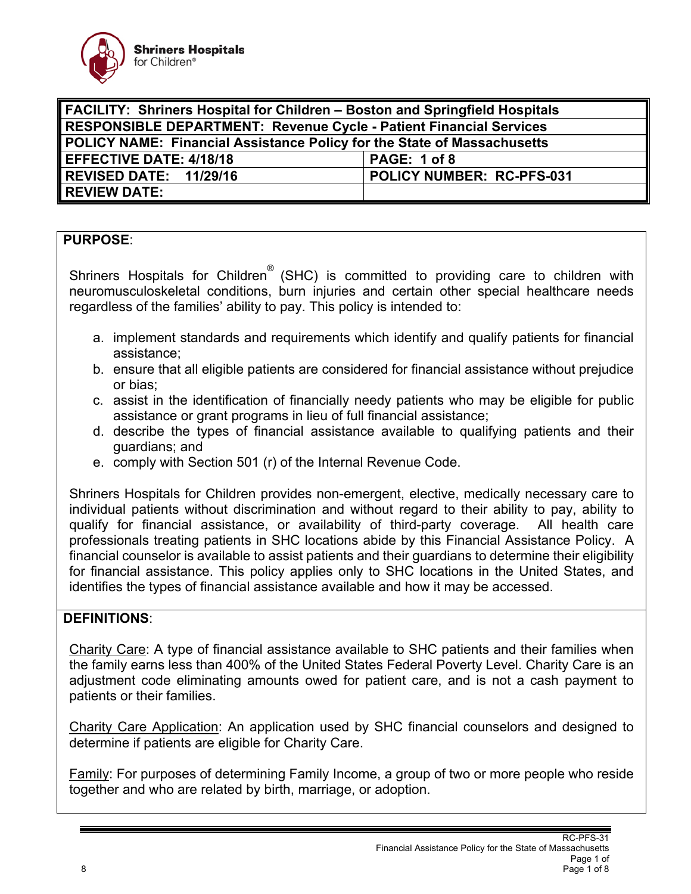Shriners Hospitals for Children®

| FACILITY: Shriners Hospital for Children – Boston and Springfield Hospitals | |
|---|---|
| **RESPONSIBLE DEPARTMENT: Revenue Cycle - Patient Financial Services** | |
| **POLICY NAME: Financial Assistance Policy for the State of Massachusetts** | |
| **EFFECTIVE DATE: 4/18/18** | **PAGE: 1 of 8** |
| **REVISED DATE: 11/29/16** | **POLICY NUMBER: RC-PFS-031** |
| **REVIEW DATE:** | |

**PURPOSE**:

Shriners Hospitals for Children® (SHC) is committed to providing care to children with neuromusculoskeletal conditions, burn injuries and certain other special healthcare needs regardless of the families' ability to pay. This policy is intended to:

a. implement standards and requirements which identify and qualify patients for financial assistance;
b. ensure that all eligible patients are considered for financial assistance without prejudice or bias;
c. assist in the identification of financially needy patients who may be eligible for public assistance or grant programs in lieu of full financial assistance;
d. describe the types of financial assistance available to qualifying patients and their guardians; and
e. comply with Section 501 (r) of the Internal Revenue Code.

Shriners Hospitals for Children provides non-emergent, elective, medically necessary care to individual patients without discrimination and without regard to their ability to pay, ability to qualify for financial assistance, or availability of third-party coverage. All health care professionals treating patients in SHC locations abide by this Financial Assistance Policy. A financial counselor is available to assist patients and their guardians to determine their eligibility for financial assistance. This policy applies only to SHC locations in the United States, and identifies the types of financial assistance available and how it may be accessed.

**DEFINITIONS**:

Charity Care: A type of financial assistance available to SHC patients and their families when the family earns less than 400% of the United States Federal Poverty Level. Charity Care is an adjustment code eliminating amounts owed for patient care, and is not a cash payment to patients or their families.

Charity Care Application: An application used by SHC financial counselors and designed to determine if patients are eligible for Charity Care.

Family: For purposes of determining Family Income, a group of two or more people who reside together and who are related by birth, marriage, or adoption.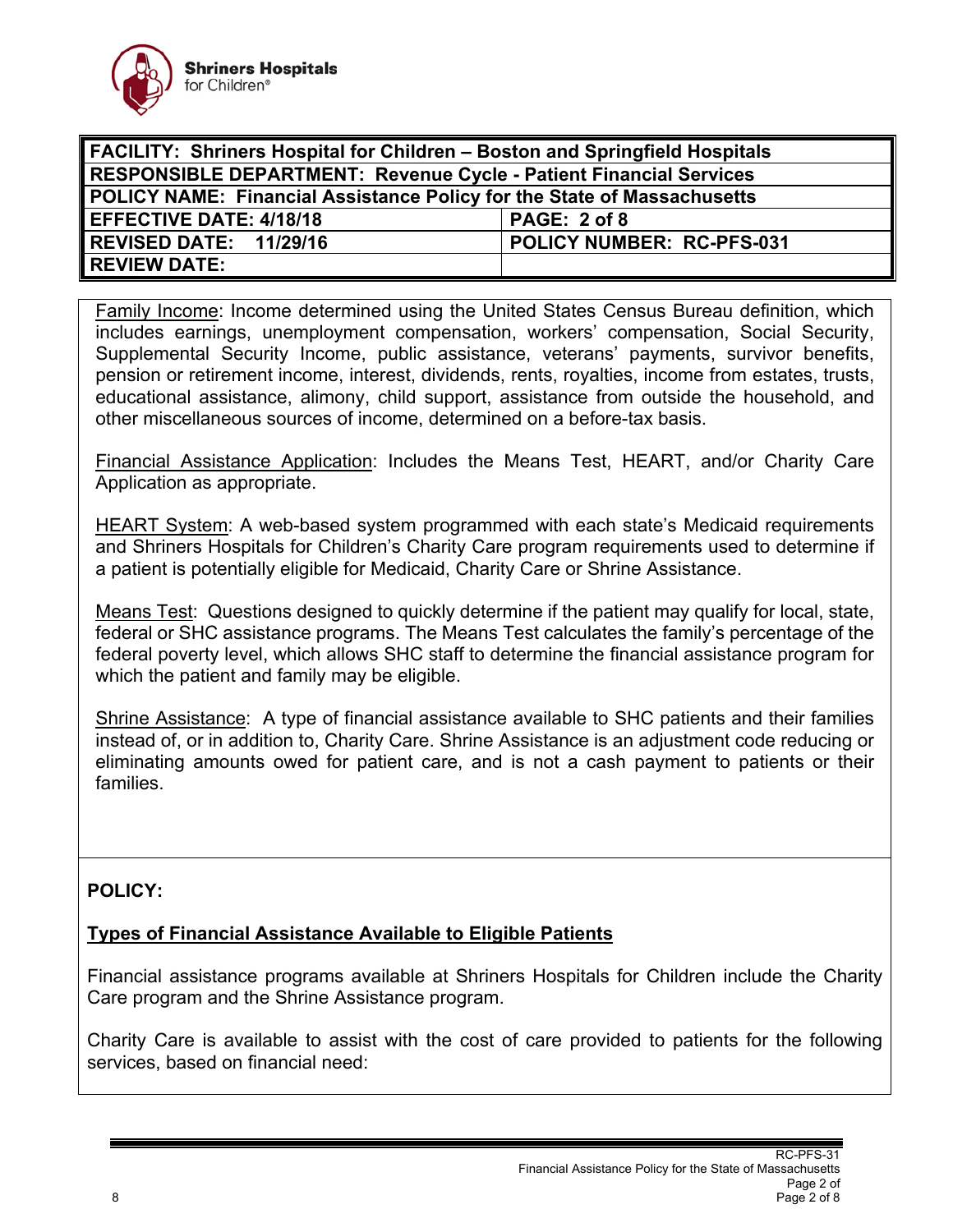| FACILITY: Shriners Hospital for Children – Boston and Springfield Hospitals | |
|---|---|
| RESPONSIBLE DEPARTMENT: Revenue Cycle - Patient Financial Services | |
| POLICY NAME: Financial Assistance Policy for the State of Massachusetts | |
| EFFECTIVE DATE: 4/18/18 | PAGE: 2 of 8 |
| REVISED DATE: 11/29/16 | POLICY NUMBER: RC-PFS-031 |
| REVIEW DATE: | |

Family Income: Income determined using the United States Census Bureau definition, which includes earnings, unemployment compensation, workers' compensation, Social Security, Supplemental Security Income, public assistance, veterans' payments, survivor benefits, pension or retirement income, interest, dividends, rents, royalties, income from estates, trusts, educational assistance, alimony, child support, assistance from outside the household, and other miscellaneous sources of income, determined on a before-tax basis.

Financial Assistance Application: Includes the Means Test, HEART, and/or Charity Care Application as appropriate.

HEART System: A web-based system programmed with each state's Medicaid requirements and Shriners Hospitals for Children's Charity Care program requirements used to determine if a patient is potentially eligible for Medicaid, Charity Care or Shrine Assistance.

Means Test: Questions designed to quickly determine if the patient may qualify for local, state, federal or SHC assistance programs. The Means Test calculates the family's percentage of the federal poverty level, which allows SHC staff to determine the financial assistance program for which the patient and family may be eligible.

Shrine Assistance: A type of financial assistance available to SHC patients and their families instead of, or in addition to, Charity Care. Shrine Assistance is an adjustment code reducing or eliminating amounts owed for patient care, and is not a cash payment to patients or their families.

**POLICY:**

**Types of Financial Assistance Available to Eligible Patients**

Financial assistance programs available at Shriners Hospitals for Children include the Charity Care program and the Shrine Assistance program.

Charity Care is available to assist with the cost of care provided to patients for the following services, based on financial need: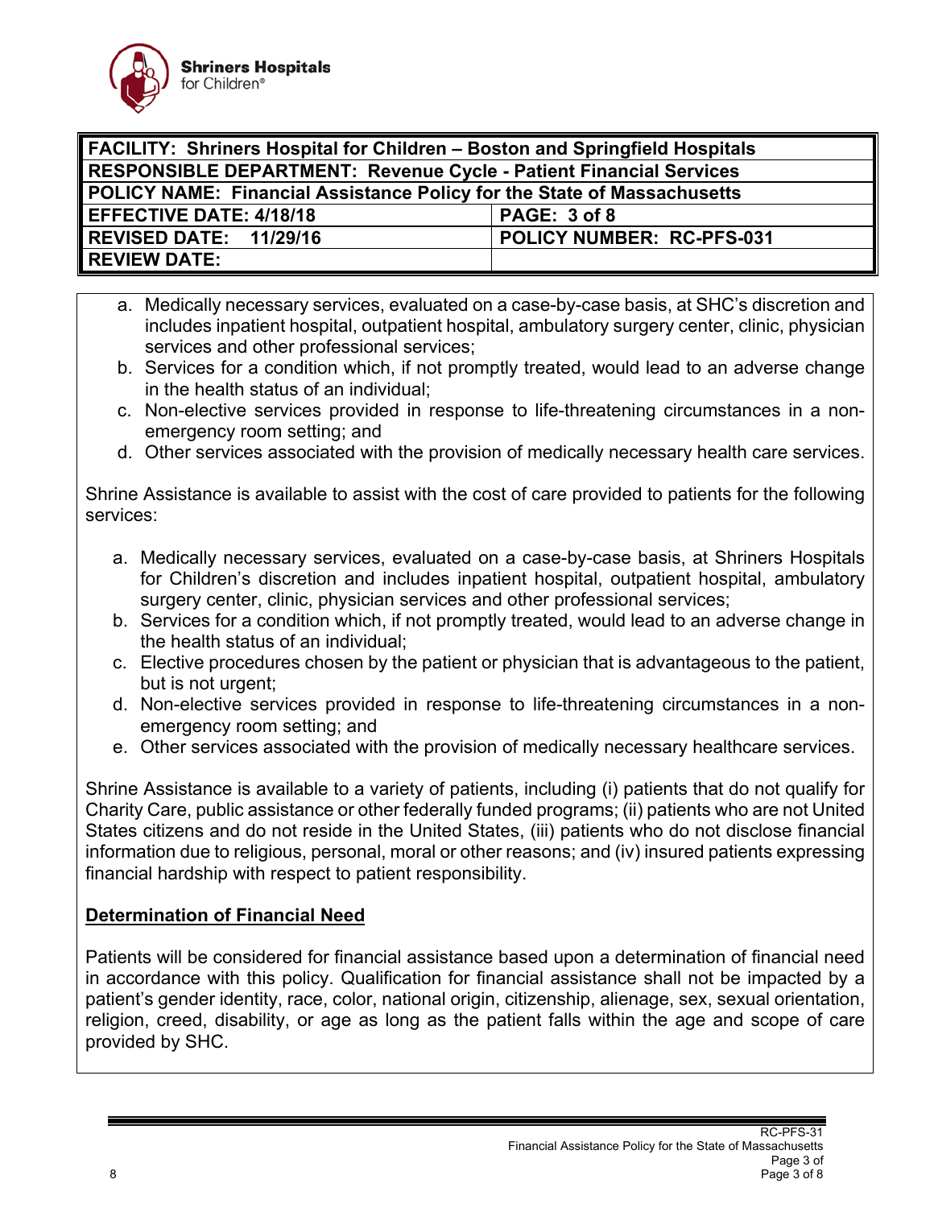a. Medically necessary services, evaluated on a case-by-case basis, at SHC's discretion and includes inpatient hospital, outpatient hospital, ambulatory surgery center, clinic, physician services and other professional services;
b. Services for a condition which, if not promptly treated, would lead to an adverse change in the health status of an individual;
c. Non-elective services provided in response to life-threatening circumstances in a non-emergency room setting; and
d. Other services associated with the provision of medically necessary health care services.

Shrine Assistance is available to assist with the cost of care provided to patients for the following services:

a. Medically necessary services, evaluated on a case-by-case basis, at Shriners Hospitals for Children's discretion and includes inpatient hospital, outpatient hospital, ambulatory surgery center, clinic, physician services and other professional services;
b. Services for a condition which, if not promptly treated, would lead to an adverse change in the health status of an individual;
c. Elective procedures chosen by the patient or physician that is advantageous to the patient, but is not urgent;
d. Non-elective services provided in response to life-threatening circumstances in a non-emergency room setting; and
e. Other services associated with the provision of medically necessary healthcare services.

Shrine Assistance is available to a variety of patients, including (i) patients that do not qualify for Charity Care, public assistance or other federally funded programs; (ii) patients who are not United States citizens and do not reside in the United States, (iii) patients who do not disclose financial information due to religious, personal, moral or other reasons; and (iv) insured patients expressing financial hardship with respect to patient responsibility.

**<u>Determination of Financial Need</u>**

Patients will be considered for financial assistance based upon a determination of financial need in accordance with this policy. Qualification for financial assistance shall not be impacted by a patient's gender identity, race, color, national origin, citizenship, alienage, sex, sexual orientation, religion, creed, disability, or age as long as the patient falls within the age and scope of care provided by SHC.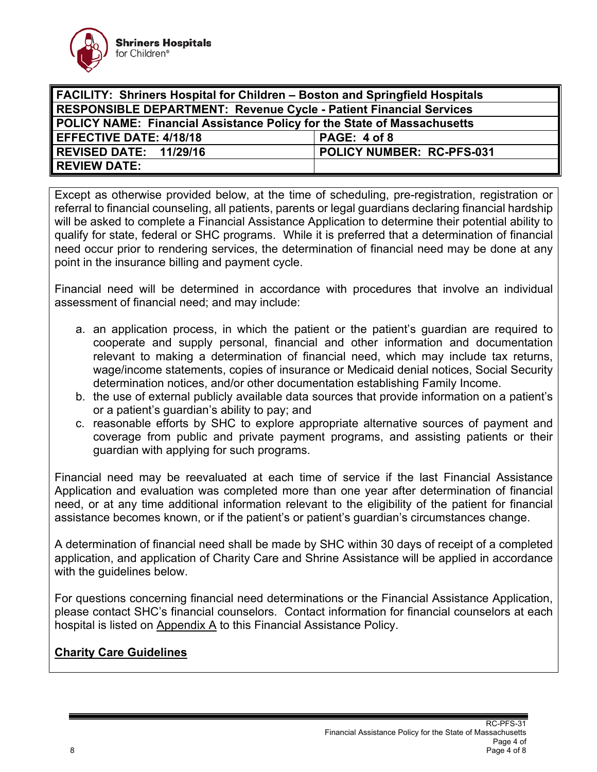| FACILITY: Shriners Hospital for Children – Boston and Springfield Hospitals | |
|---|---|
| RESPONSIBLE DEPARTMENT: Revenue Cycle - Patient Financial Services | |
| POLICY NAME: Financial Assistance Policy for the State of Massachusetts | |
| EFFECTIVE DATE: 4/18/18 | PAGE: 4 of 8 |
| REVISED DATE: 11/29/16 | POLICY NUMBER: RC-PFS-031 |
| REVIEW DATE: | |

Except as otherwise provided below, at the time of scheduling, pre-registration, registration or referral to financial counseling, all patients, parents or legal guardians declaring financial hardship will be asked to complete a Financial Assistance Application to determine their potential ability to qualify for state, federal or SHC programs. While it is preferred that a determination of financial need occur prior to rendering services, the determination of financial need may be done at any point in the insurance billing and payment cycle.

Financial need will be determined in accordance with procedures that involve an individual assessment of financial need; and may include:

a. an application process, in which the patient or the patient's guardian are required to cooperate and supply personal, financial and other information and documentation relevant to making a determination of financial need, which may include tax returns, wage/income statements, copies of insurance or Medicaid denial notices, Social Security determination notices, and/or other documentation establishing Family Income.
b. the use of external publicly available data sources that provide information on a patient's or a patient's guardian's ability to pay; and
c. reasonable efforts by SHC to explore appropriate alternative sources of payment and coverage from public and private payment programs, and assisting patients or their guardian with applying for such programs.

Financial need may be reevaluated at each time of service if the last Financial Assistance Application and evaluation was completed more than one year after determination of financial need, or at any time additional information relevant to the eligibility of the patient for financial assistance becomes known, or if the patient's or patient's guardian's circumstances change.

A determination of financial need shall be made by SHC within 30 days of receipt of a completed application, and application of Charity Care and Shrine Assistance will be applied in accordance with the guidelines below.

For questions concerning financial need determinations or the Financial Assistance Application, please contact SHC's financial counselors. Contact information for financial counselors at each hospital is listed on Appendix A to this Financial Assistance Policy.

**Charity Care Guidelines**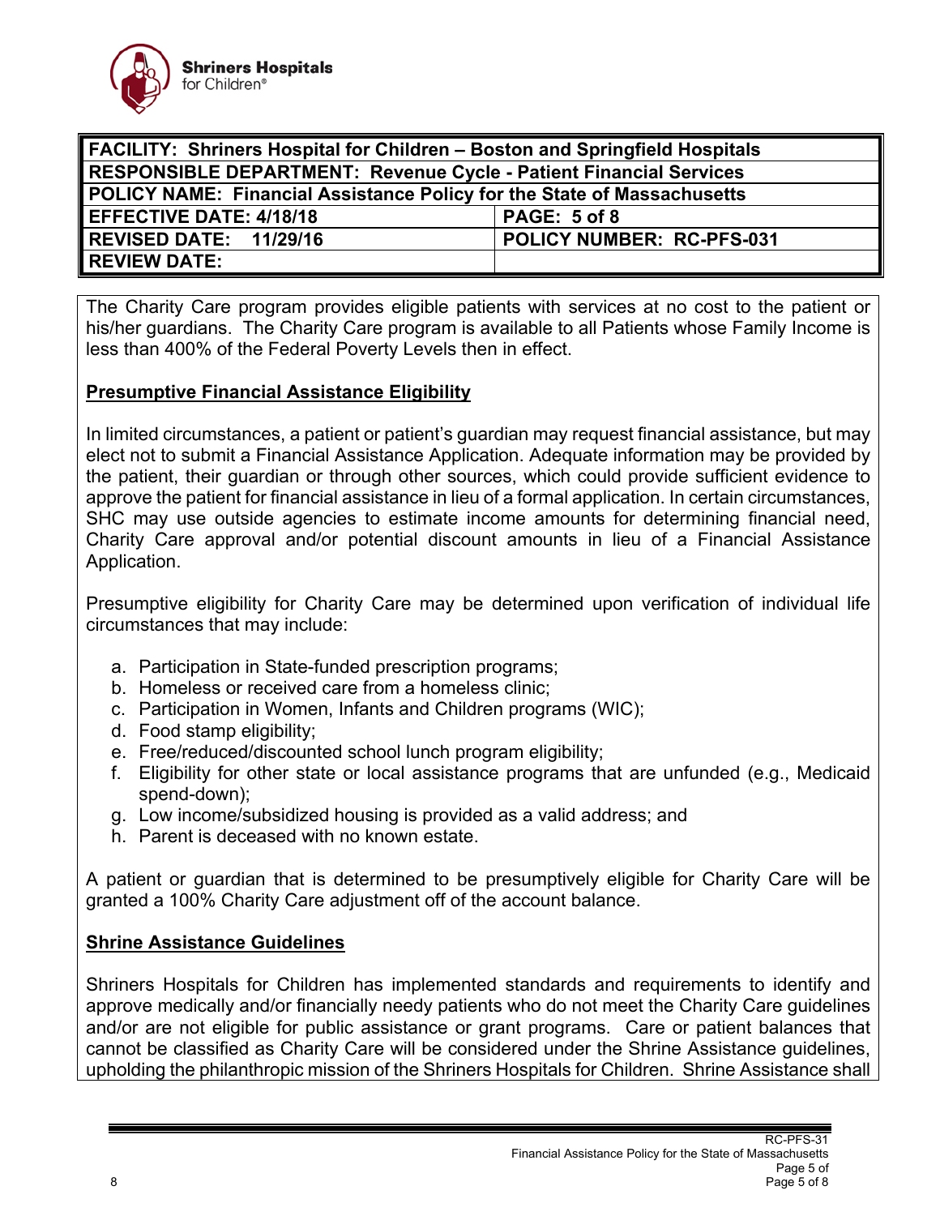| FACILITY: Shriners Hospital for Children – Boston and Springfield Hospitals | |
|---|---|
| RESPONSIBLE DEPARTMENT: Revenue Cycle - Patient Financial Services | |
| POLICY NAME: Financial Assistance Policy for the State of Massachusetts | |
| EFFECTIVE DATE: 4/18/18 | PAGE: 5 of 8 |
| REVISED DATE: 11/29/16 | POLICY NUMBER: RC-PFS-031 |
| REVIEW DATE: | |

The Charity Care program provides eligible patients with services at no cost to the patient or his/her guardians. The Charity Care program is available to all Patients whose Family Income is less than 400% of the Federal Poverty Levels then in effect.

**Presumptive Financial Assistance Eligibility**

In limited circumstances, a patient or patient's guardian may request financial assistance, but may elect not to submit a Financial Assistance Application. Adequate information may be provided by the patient, their guardian or through other sources, which could provide sufficient evidence to approve the patient for financial assistance in lieu of a formal application. In certain circumstances, SHC may use outside agencies to estimate income amounts for determining financial need, Charity Care approval and/or potential discount amounts in lieu of a Financial Assistance Application.

Presumptive eligibility for Charity Care may be determined upon verification of individual life circumstances that may include:

a. Participation in State-funded prescription programs;
b. Homeless or received care from a homeless clinic;
c. Participation in Women, Infants and Children programs (WIC);
d. Food stamp eligibility;
e. Free/reduced/discounted school lunch program eligibility;
f. Eligibility for other state or local assistance programs that are unfunded (e.g., Medicaid spend-down);
g. Low income/subsidized housing is provided as a valid address; and
h. Parent is deceased with no known estate.

A patient or guardian that is determined to be presumptively eligible for Charity Care will be granted a 100% Charity Care adjustment off of the account balance.

**Shrine Assistance Guidelines**

Shriners Hospitals for Children has implemented standards and requirements to identify and approve medically and/or financially needy patients who do not meet the Charity Care guidelines and/or are not eligible for public assistance or grant programs. Care or patient balances that cannot be classified as Charity Care will be considered under the Shrine Assistance guidelines, upholding the philanthropic mission of the Shriners Hospitals for Children. Shrine Assistance shall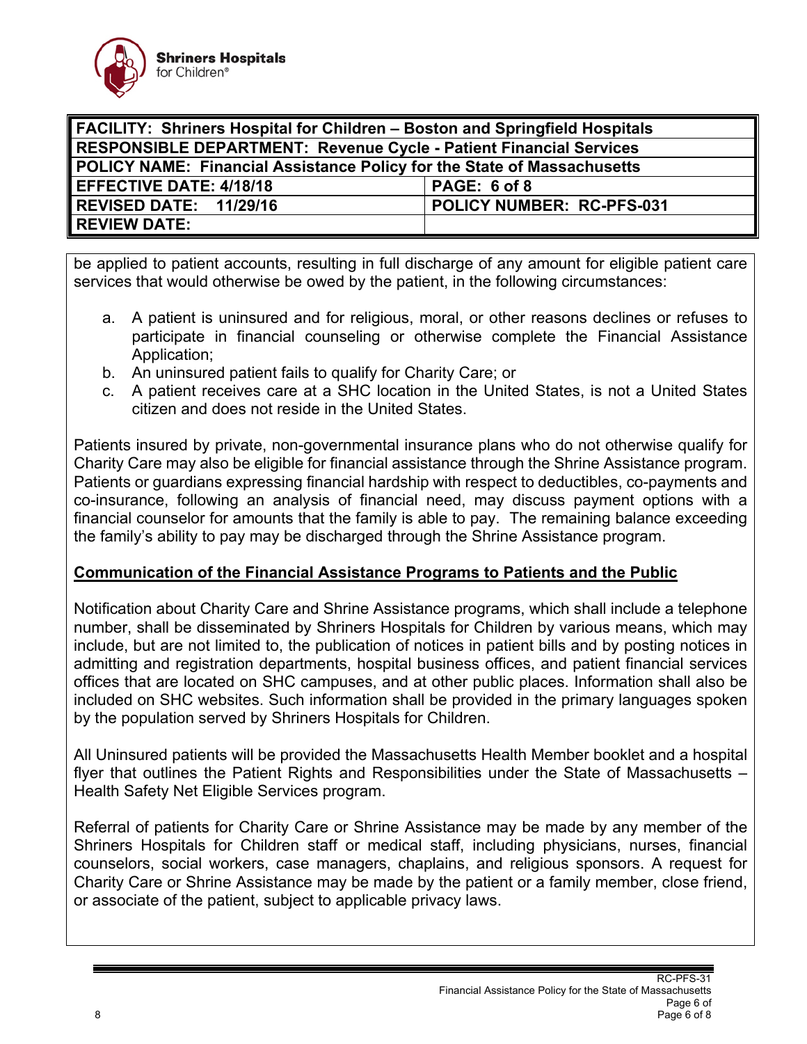be applied to patient accounts, resulting in full discharge of any amount for eligible patient care services that would otherwise be owed by the patient, in the following circumstances:

a. A patient is uninsured and for religious, moral, or other reasons declines or refuses to participate in financial counseling or otherwise complete the Financial Assistance Application;
b. An uninsured patient fails to qualify for Charity Care; or
c. A patient receives care at a SHC location in the United States, is not a United States citizen and does not reside in the United States.

Patients insured by private, non-governmental insurance plans who do not otherwise qualify for Charity Care may also be eligible for financial assistance through the Shrine Assistance program. Patients or guardians expressing financial hardship with respect to deductibles, co-payments and co-insurance, following an analysis of financial need, may discuss payment options with a financial counselor for amounts that the family is able to pay. The remaining balance exceeding the family's ability to pay may be discharged through the Shrine Assistance program.

**Communication of the Financial Assistance Programs to Patients and the Public**

Notification about Charity Care and Shrine Assistance programs, which shall include a telephone number, shall be disseminated by Shriners Hospitals for Children by various means, which may include, but are not limited to, the publication of notices in patient bills and by posting notices in admitting and registration departments, hospital business offices, and patient financial services offices that are located on SHC campuses, and at other public places. Information shall also be included on SHC websites. Such information shall be provided in the primary languages spoken by the population served by Shriners Hospitals for Children.

All Uninsured patients will be provided the Massachusetts Health Member booklet and a hospital flyer that outlines the Patient Rights and Responsibilities under the State of Massachusetts – Health Safety Net Eligible Services program.

Referral of patients for Charity Care or Shrine Assistance may be made by any member of the Shriners Hospitals for Children staff or medical staff, including physicians, nurses, financial counselors, social workers, case managers, chaplains, and religious sponsors. A request for Charity Care or Shrine Assistance may be made by the patient or a family member, close friend, or associate of the patient, subject to applicable privacy laws.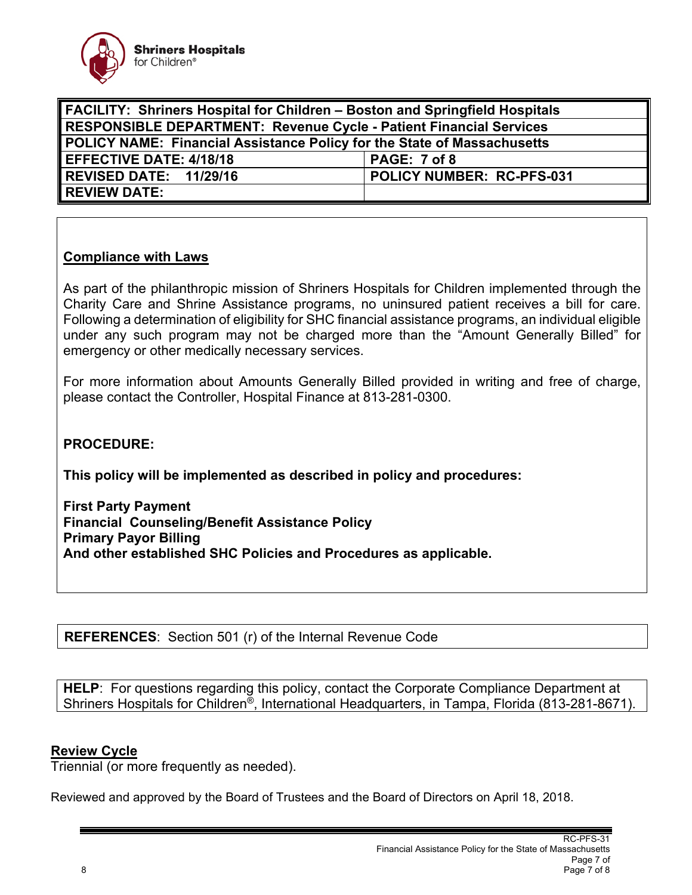| FACILITY: Shriners Hospital for Children – Boston and Springfield Hospitals | |
|---|---|
| RESPONSIBLE DEPARTMENT: Revenue Cycle - Patient Financial Services | |
| POLICY NAME: Financial Assistance Policy for the State of Massachusetts | |
| EFFECTIVE DATE: 4/18/18 | PAGE: 7 of 8 |
| REVISED DATE: 11/29/16 | POLICY NUMBER: RC-PFS-031 |
| REVIEW DATE: | |

## Compliance with Laws

As part of the philanthropic mission of Shriners Hospitals for Children implemented through the Charity Care and Shrine Assistance programs, no uninsured patient receives a bill for care. Following a determination of eligibility for SHC financial assistance programs, an individual eligible under any such program may not be charged more than the "Amount Generally Billed" for emergency or other medically necessary services.

For more information about Amounts Generally Billed provided in writing and free of charge, please contact the Controller, Hospital Finance at 813-281-0300.

**PROCEDURE:**

**This policy will be implemented as described in policy and procedures:**

**First Party Payment**
**Financial Counseling/Benefit Assistance Policy**
**Primary Payor Billing**
**And other established SHC Policies and Procedures as applicable.**

**REFERENCES**: Section 501 (r) of the Internal Revenue Code

**HELP**: For questions regarding this policy, contact the Corporate Compliance Department at Shriners Hospitals for Children®, International Headquarters, in Tampa, Florida (813-281-8671).

## Review Cycle

Triennial (or more frequently as needed).

Reviewed and approved by the Board of Trustees and the Board of Directors on April 18, 2018.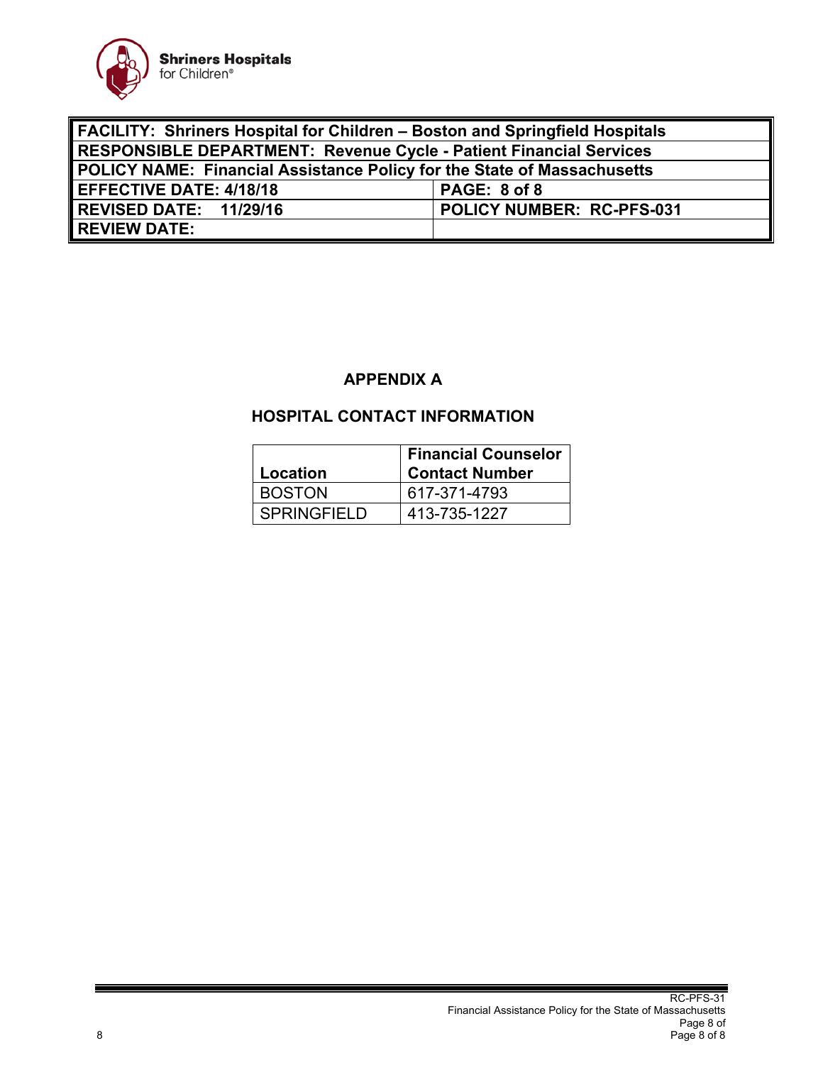| FACILITY: Shriners Hospital for Children – Boston and Springfield Hospitals | |
|---|---|
| RESPONSIBLE DEPARTMENT: Revenue Cycle - Patient Financial Services | |
| POLICY NAME: Financial Assistance Policy for the State of Massachusetts | |
| EFFECTIVE DATE: 4/18/18 | PAGE: 8 of 8 |
| REVISED DATE: 11/29/16 | POLICY NUMBER: RC-PFS-031 |
| REVIEW DATE: | |

## APPENDIX A

## HOSPITAL CONTACT INFORMATION

| Location | Financial Counselor Contact Number |
|---|---|
| BOSTON | 617-371-4793 |
| SPRINGFIELD | 413-735-1227 |